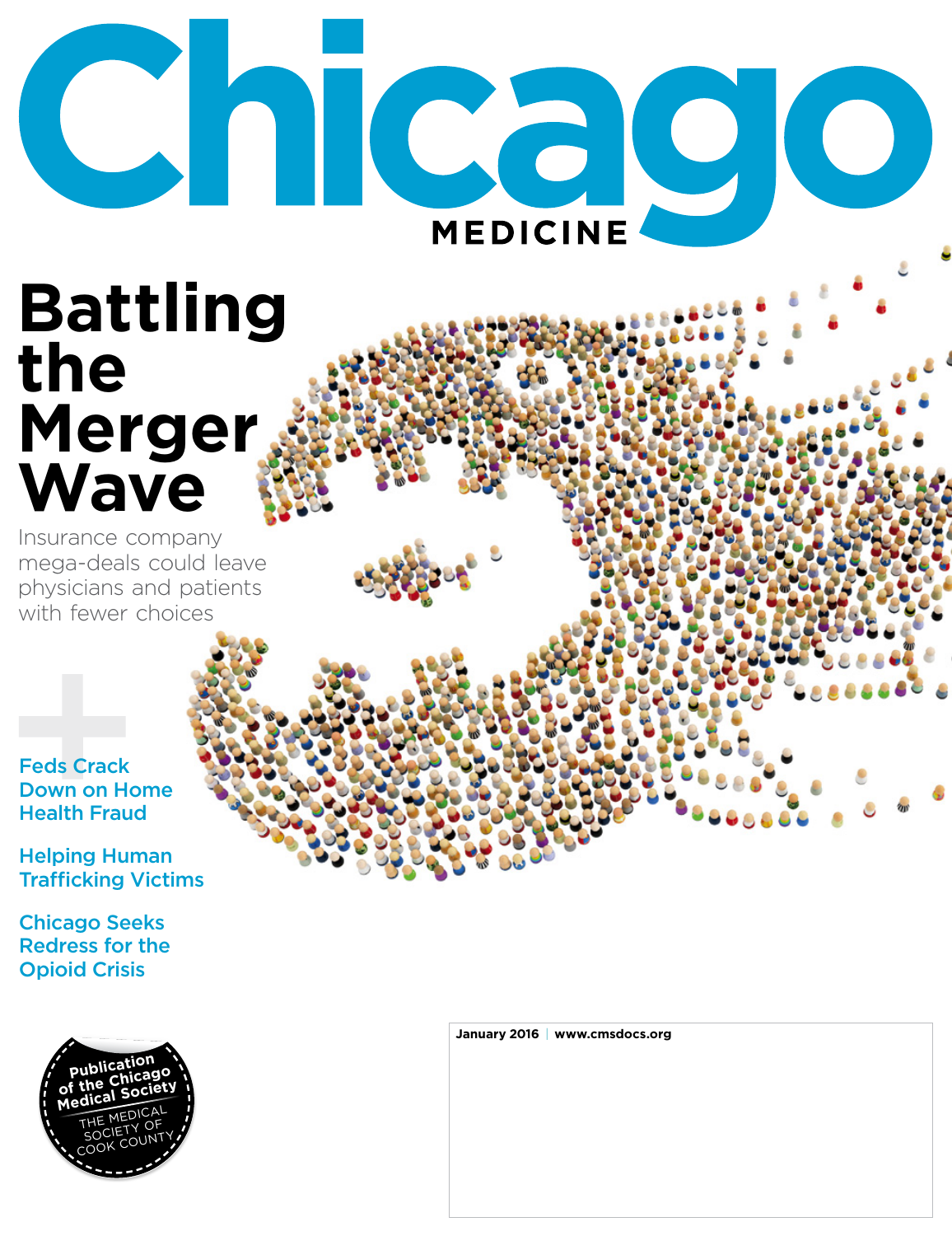# Chicago MEDICINE

## Battling the Merger Wave

Insurance company mega-deals could leave physicians and patients with fewer choices

Feds Crack Down on Home Health Fraud

Helping Human Trafficking Victims

Chicago Seeks Redress for the Opioid Crisis

Publication of the Chicago Medical Society

THE MEDICAL SOCIETY OF COOK COUNTY

January 2016 | www.cmsdocs.org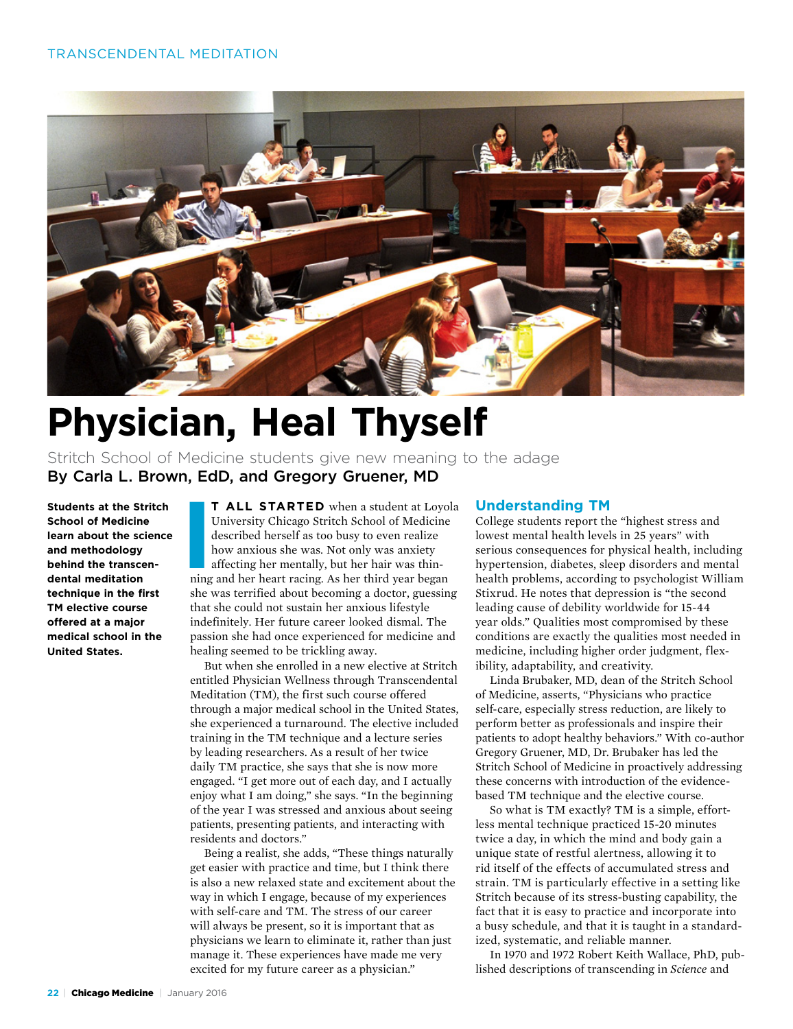# Physician, Heal Thyself

Stritch School of Medicine students give new meaning to the adage

**By Carla L. Brown, EdD, and Gregory Gruener, MD**

**Students at the Stritch School of Medicine learn about the science and methodology behind the transcendental meditation technique in the first TM elective course offered at a major medical school in the United States.**

**IT ALL STARTED** when a student at Loyola University Chicago Stritch School of Medicine described herself as too busy to even realize how anxious she was. Not only was anxiety affecting her mentally, but her hair was thinning and her heart racing. As her third year began she was terrified about becoming a doctor, guessing that she could not sustain her anxious lifestyle indefinitely. Her future career looked dismal. The passion she had once experienced for medicine and healing seemed to be trickling away.

But when she enrolled in a new elective at Stritch entitled Physician Wellness through Transcendental Meditation (TM), the first such course offered through a major medical school in the United States, she experienced a turnaround. The elective included training in the TM technique and a lecture series by leading researchers. As a result of her twice daily TM practice, she says that she is now more engaged. "I get more out of each day, and I actually enjoy what I am doing," she says. "In the beginning of the year I was stressed and anxious about seeing patients, presenting patients, and interacting with residents and doctors."

Being a realist, she adds, "These things naturally get easier with practice and time, but I think there is also a new relaxed state and excitement about the way in which I engage, because of my experiences with self-care and TM. The stress of our career will always be present, so it is important that as physicians we learn to eliminate it, rather than just manage it. These experiences have made me very excited for my future career as a physician."

## Understanding TM

College students report the "highest stress and lowest mental health levels in 25 years" with serious consequences for physical health, including hypertension, diabetes, sleep disorders and mental health problems, according to psychologist William Stixrud. He notes that depression is "the second leading cause of debility worldwide for 15-44 year olds." Qualities most compromised by these conditions are exactly the qualities most needed in medicine, including higher order judgment, flexibility, adaptability, and creativity.

Linda Brubaker, MD, dean of the Stritch School of Medicine, asserts, "Physicians who practice self-care, especially stress reduction, are likely to perform better as professionals and inspire their patients to adopt healthy behaviors." With co-author Gregory Gruener, MD, Dr. Brubaker has led the Stritch School of Medicine in proactively addressing these concerns with introduction of the evidence-based TM technique and the elective course.

So what is TM exactly? TM is a simple, effortless mental technique practiced 15-20 minutes twice a day, in which the mind and body gain a unique state of restful alertness, allowing it to rid itself of the effects of accumulated stress and strain. TM is particularly effective in a setting like Stritch because of its stress-busting capability, the fact that it is easy to practice and incorporate into a busy schedule, and that it is taught in a standardized, systematic, and reliable manner.

In 1970 and 1972 Robert Keith Wallace, PhD, published descriptions of transcending in *Science* and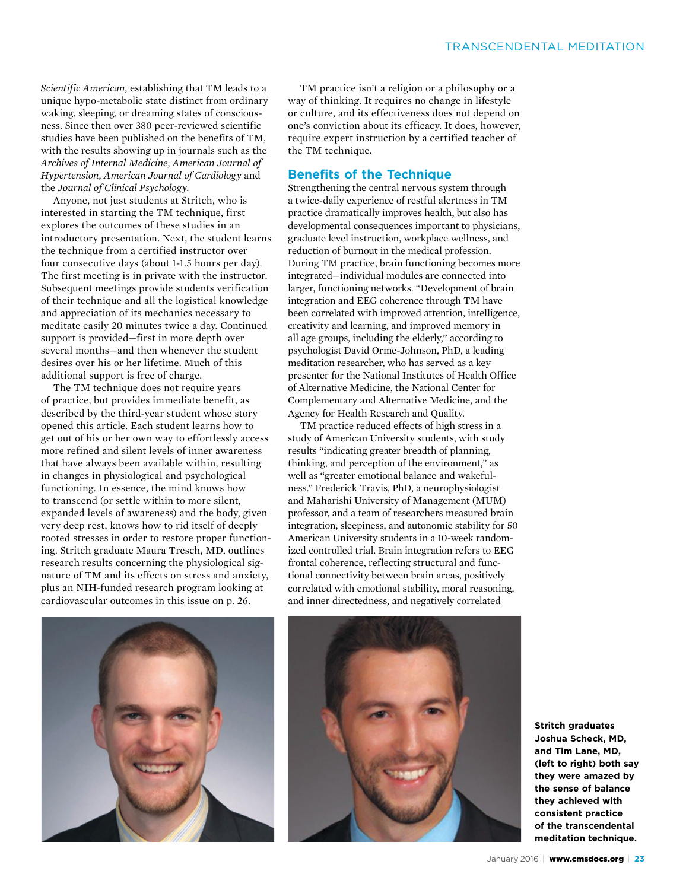*Scientific American,* establishing that TM leads to a unique hypo-metabolic state distinct from ordinary waking, sleeping, or dreaming states of consciousness. Since then over 380 peer-reviewed scientific studies have been published on the benefits of TM, with the results showing up in journals such as the *Archives of Internal Medicine, American Journal of Hypertension, American Journal of Cardiology* and the *Journal of Clinical Psychology.*

Anyone, not just students at Stritch, who is interested in starting the TM technique, first explores the outcomes of these studies in an introductory presentation. Next, the student learns the technique from a certified instructor over four consecutive days (about 1-1.5 hours per day). The first meeting is in private with the instructor. Subsequent meetings provide students verification of their technique and all the logistical knowledge and appreciation of its mechanics necessary to meditate easily 20 minutes twice a day. Continued support is provided—first in more depth over several months—and then whenever the student desires over his or her lifetime. Much of this additional support is free of charge.

The TM technique does not require years of practice, but provides immediate benefit, as described by the third-year student whose story opened this article. Each student learns how to get out of his or her own way to effortlessly access more refined and silent levels of inner awareness that have always been available within, resulting in changes in physiological and psychological functioning. In essence, the mind knows how to transcend (or settle within to more silent, expanded levels of awareness) and the body, given very deep rest, knows how to rid itself of deeply rooted stresses in order to restore proper functioning. Stritch graduate Maura Tresch, MD, outlines research results concerning the physiological signature of TM and its effects on stress and anxiety, plus an NIH-funded research program looking at cardiovascular outcomes in this issue on p. 26.

TM practice isn't a religion or a philosophy or a way of thinking. It requires no change in lifestyle or culture, and its effectiveness does not depend on one's conviction about its efficacy. It does, however, require expert instruction by a certified teacher of the TM technique.

## Benefits of the Technique

Strengthening the central nervous system through a twice-daily experience of restful alertness in TM practice dramatically improves health, but also has developmental consequences important to physicians, graduate level instruction, workplace wellness, and reduction of burnout in the medical profession. During TM practice, brain functioning becomes more integrated—individual modules are connected into larger, functioning networks. "Development of brain integration and EEG coherence through TM have been correlated with improved attention, intelligence, creativity and learning, and improved memory in all age groups, including the elderly," according to psychologist David Orme-Johnson, PhD, a leading meditation researcher, who has served as a key presenter for the National Institutes of Health Office of Alternative Medicine, the National Center for Complementary and Alternative Medicine, and the Agency for Health Research and Quality.

TM practice reduced effects of high stress in a study of American University students, with study results "indicating greater breadth of planning, thinking, and perception of the environment," as well as "greater emotional balance and wakefulness." Frederick Travis, PhD, a neurophysiologist and Maharishi University of Management (MUM) professor, and a team of researchers measured brain integration, sleepiness, and autonomic stability for 50 American University students in a 10-week randomized controlled trial. Brain integration refers to EEG frontal coherence, reflecting structural and functional connectivity between brain areas, positively correlated with emotional stability, moral reasoning, and inner directedness, and negatively correlated

**Stritch graduates Joshua Scheck, MD, and Tim Lane, MD, (left to right) both say they were amazed by the sense of balance they achieved with consistent practice of the transcendental meditation technique.**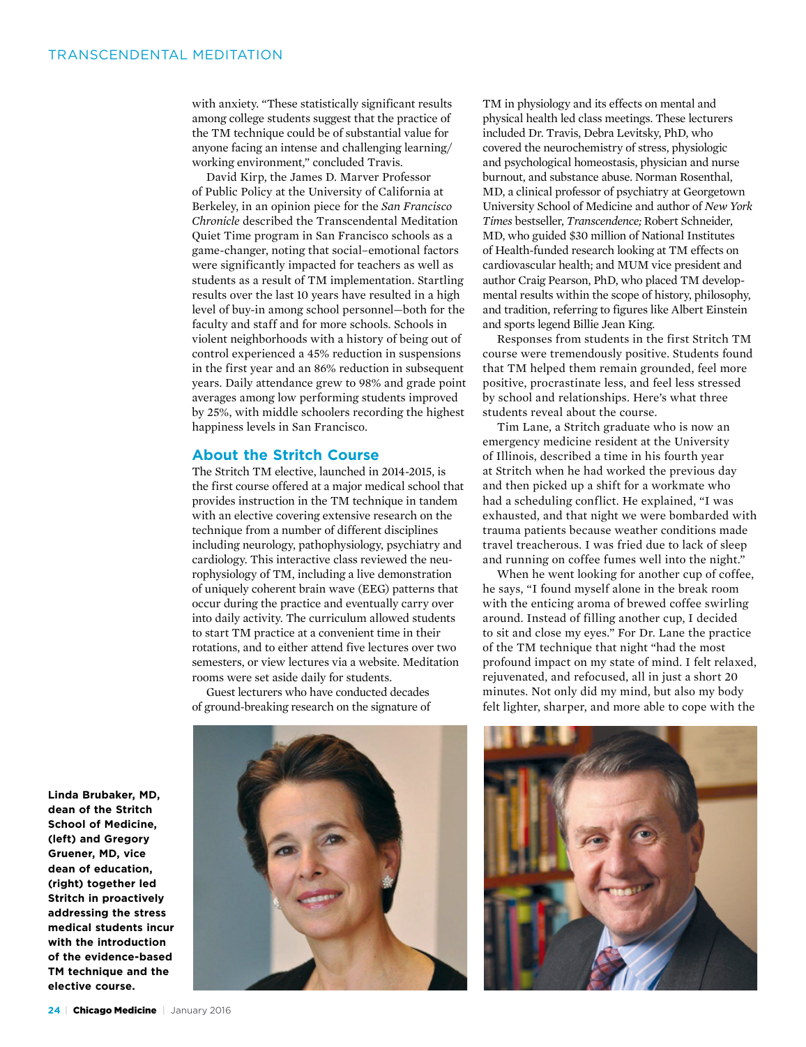with anxiety. "These statistically significant results among college students suggest that the practice of the TM technique could be of substantial value for anyone facing an intense and challenging learning/working environment," concluded Travis.

David Kirp, the James D. Marver Professor of Public Policy at the University of California at Berkeley, in an opinion piece for the *San Francisco Chronicle* described the Transcendental Meditation Quiet Time program in San Francisco schools as a game-changer, noting that social–emotional factors were significantly impacted for teachers as well as students as a result of TM implementation. Startling results over the last 10 years have resulted in a high level of buy-in among school personnel—both for the faculty and staff and for more schools. Schools in violent neighborhoods with a history of being out of control experienced a 45% reduction in suspensions in the first year and an 86% reduction in subsequent years. Daily attendance grew to 98% and grade point averages among low performing students improved by 25%, with middle schoolers recording the highest happiness levels in San Francisco.

## About the Stritch Course

The Stritch TM elective, launched in 2014-2015, is the first course offered at a major medical school that provides instruction in the TM technique in tandem with an elective covering extensive research on the technique from a number of different disciplines including neurology, pathophysiology, psychiatry and cardiology. This interactive class reviewed the neurophysiology of TM, including a live demonstration of uniquely coherent brain wave (EEG) patterns that occur during the practice and eventually carry over into daily activity. The curriculum allowed students to start TM practice at a convenient time in their rotations, and to either attend five lectures over two semesters, or view lectures via a website. Meditation rooms were set aside daily for students.

Guest lecturers who have conducted decades of ground-breaking research on the signature of TM in physiology and its effects on mental and physical health led class meetings. These lecturers included Dr. Travis, Debra Levitsky, PhD, who covered the neurochemistry of stress, physiologic and psychological homeostasis, physician and nurse burnout, and substance abuse. Norman Rosenthal, MD, a clinical professor of psychiatry at Georgetown University School of Medicine and author of *New York Times* bestseller, *Transcendence;* Robert Schneider, MD, who guided $30 million of National Institutes of Health-funded research looking at TM effects on cardiovascular health; and MUM vice president and author Craig Pearson, PhD, who placed TM developmental results within the scope of history, philosophy, and tradition, referring to figures like Albert Einstein and sports legend Billie Jean King.

Responses from students in the first Stritch TM course were tremendously positive. Students found that TM helped them remain grounded, feel more positive, procrastinate less, and feel less stressed by school and relationships. Here's what three students reveal about the course.

Tim Lane, a Stritch graduate who is now an emergency medicine resident at the University of Illinois, described a time in his fourth year at Stritch when he had worked the previous day and then picked up a shift for a workmate who had a scheduling conflict. He explained, "I was exhausted, and that night we were bombarded with trauma patients because weather conditions made travel treacherous. I was fried due to lack of sleep and running on coffee fumes well into the night."

When he went looking for another cup of coffee, he says, "I found myself alone in the break room with the enticing aroma of brewed coffee swirling around. Instead of filling another cup, I decided to sit and close my eyes." For Dr. Lane the practice of the TM technique that night "had the most profound impact on my state of mind. I felt relaxed, rejuvenated, and refocused, all in just a short 20 minutes. Not only did my mind, but also my body felt lighter, sharper, and more able to cope with the

**Linda Brubaker, MD, dean of the Stritch School of Medicine, (left) and Gregory Gruener, MD, vice dean of education, (right) together led Stritch in proactively addressing the stress medical students incur with the introduction of the evidence-based TM technique and the elective course.**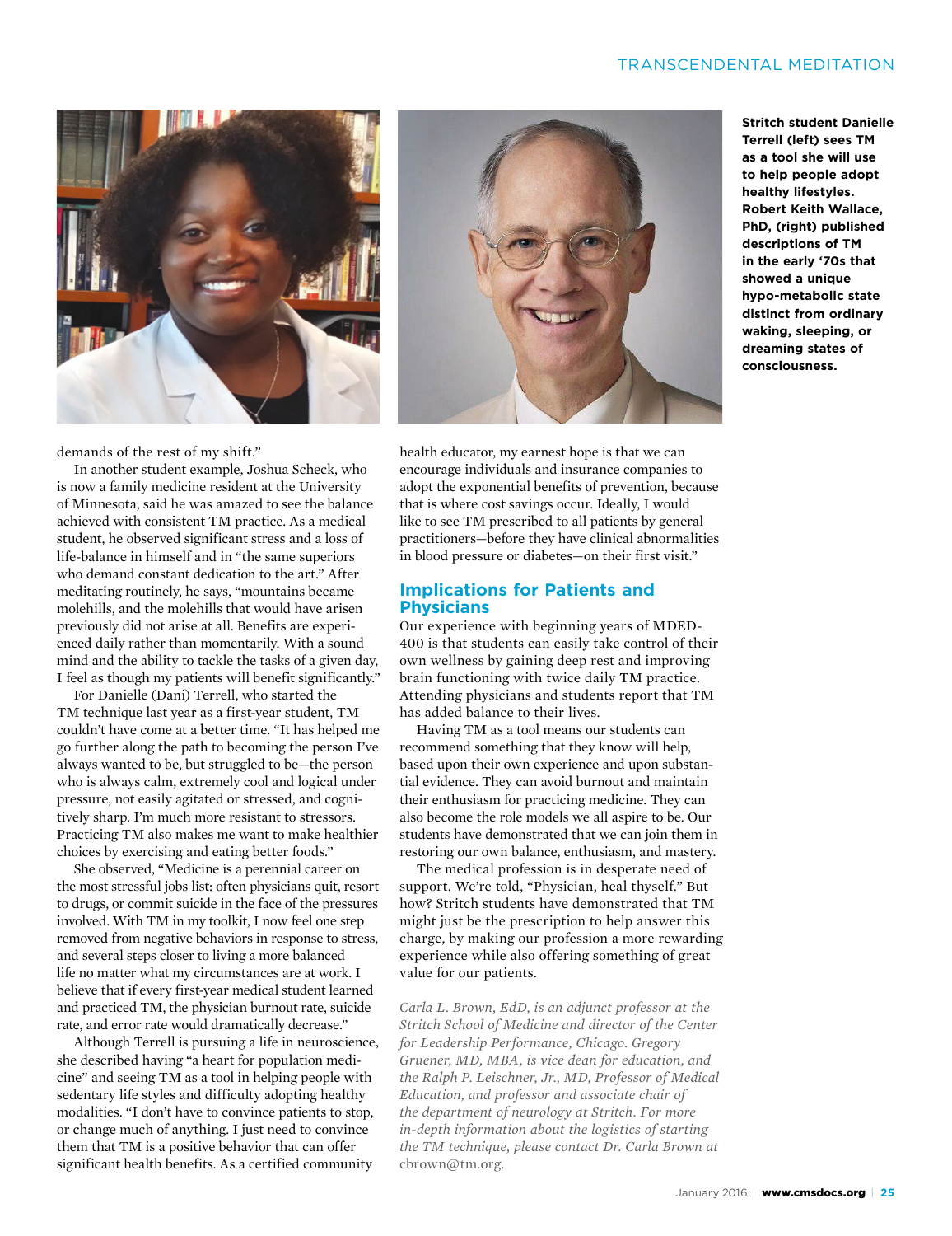Stritch student Danielle Terrell (left) sees TM as a tool she will use to help people adopt healthy lifestyles. Robert Keith Wallace, PhD, (right) published descriptions of TM in the early '70s that showed a unique hypo-metabolic state distinct from ordinary waking, sleeping, or dreaming states of consciousness.

demands of the rest of my shift."

In another student example, Joshua Scheck, who is now a family medicine resident at the University of Minnesota, said he was amazed to see the balance achieved with consistent TM practice. As a medical student, he observed significant stress and a loss of life-balance in himself and in "the same superiors who demand constant dedication to the art." After meditating routinely, he says, "mountains became molehills, and the molehills that would have arisen previously did not arise at all. Benefits are experienced daily rather than momentarily. With a sound mind and the ability to tackle the tasks of a given day, I feel as though my patients will benefit significantly."

For Danielle (Dani) Terrell, who started the TM technique last year as a first-year student, TM couldn't have come at a better time. "It has helped me go further along the path to becoming the person I've always wanted to be, but struggled to be—the person who is always calm, extremely cool and logical under pressure, not easily agitated or stressed, and cognitively sharp. I'm much more resistant to stressors. Practicing TM also makes me want to make healthier choices by exercising and eating better foods."

She observed, "Medicine is a perennial career on the most stressful jobs list: often physicians quit, resort to drugs, or commit suicide in the face of the pressures involved. With TM in my toolkit, I now feel one step removed from negative behaviors in response to stress, and several steps closer to living a more balanced life no matter what my circumstances are at work. I believe that if every first-year medical student learned and practiced TM, the physician burnout rate, suicide rate, and error rate would dramatically decrease."

Although Terrell is pursuing a life in neuroscience, she described having "a heart for population medicine" and seeing TM as a tool in helping people with sedentary life styles and difficulty adopting healthy modalities. "I don't have to convince patients to stop, or change much of anything. I just need to convince them that TM is a positive behavior that can offer significant health benefits. As a certified community health educator, my earnest hope is that we can encourage individuals and insurance companies to adopt the exponential benefits of prevention, because that is where cost savings occur. Ideally, I would like to see TM prescribed to all patients by general practitioners—before they have clinical abnormalities in blood pressure or diabetes—on their first visit."

## Implications for Patients and Physicians

Our experience with beginning years of MDED-400 is that students can easily take control of their own wellness by gaining deep rest and improving brain functioning with twice daily TM practice. Attending physicians and students report that TM has added balance to their lives.

Having TM as a tool means our students can recommend something that they know will help, based upon their own experience and upon substantial evidence. They can avoid burnout and maintain their enthusiasm for practicing medicine. They can also become the role models we all aspire to be. Our students have demonstrated that we can join them in restoring our own balance, enthusiasm, and mastery.

The medical profession is in desperate need of support. We're told, "Physician, heal thyself." But how? Stritch students have demonstrated that TM might just be the prescription to help answer this charge, by making our profession a more rewarding experience while also offering something of great value for our patients.

*Carla L. Brown, EdD, is an adjunct professor at the Stritch School of Medicine and director of the Center for Leadership Performance, Chicago. Gregory Gruener, MD, MBA, is vice dean for education, and the Ralph P. Leischner, Jr., MD, Professor of Medical Education, and professor and associate chair of the department of neurology at Stritch. For more in-depth information about the logistics of starting the TM technique, please contact Dr. Carla Brown at cbrown@tm.org.*